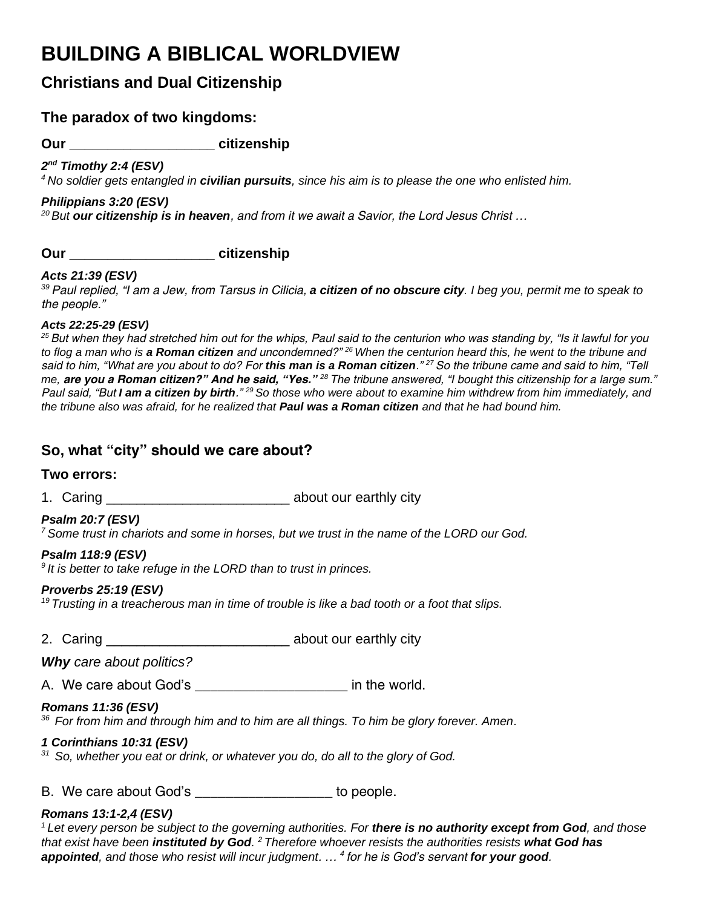# BUILDING A BIBLICAL WORLDVIEW

## Christians and Dual Citizenship

### The paradox of two kingdoms:

**Our __________________ citizenship**

***2nd Timothy 2:4 (ESV)***

*[4] No soldier gets entangled in **civilian pursuits**, since his aim is to please the one who enlisted him.*

***Philippians 3:20 (ESV)***

*[20] But **our citizenship is in heaven**, and from it we await a Savior, the Lord Jesus Christ …*

**Our __________________ citizenship**

***Acts 21:39 (ESV)***

*[39] Paul replied, "I am a Jew, from Tarsus in Cilicia, **a citizen of no obscure city**. I beg you, permit me to speak to the people."*

***Acts 22:25-29 (ESV)***

*[25] But when they had stretched him out for the whips, Paul said to the centurion who was standing by, "Is it lawful for you to flog a man who is **a Roman citizen** and uncondemned?" [26] When the centurion heard this, he went to the tribune and said to him, "What are you about to do? For **this man is a Roman citizen**." [27] So the tribune came and said to him, "Tell me, **are you a Roman citizen?" And he said, "Yes."** [28] The tribune answered, "I bought this citizenship for a large sum." Paul said, "But **I am a citizen by birth**." [29] So those who were about to examine him withdrew from him immediately, and the tribune also was afraid, for he realized that **Paul was a Roman citizen** and that he had bound him.*

### So, what "city" should we care about?

**Two errors:**

1. Caring _______________________ about our earthly city

***Psalm 20:7 (ESV)***

*[7] Some trust in chariots and some in horses, but we trust in the name of the LORD our God.*

***Psalm 118:9 (ESV)***

*[9] It is better to take refuge in the LORD than to trust in princes.*

***Proverbs 25:19 (ESV)***

*[19] Trusting in a treacherous man in time of trouble is like a bad tooth or a foot that slips.*

2. Caring _______________________ about our earthly city

***Why** care about politics?*

A. We care about God's ___________________ in the world.

***Romans 11:36 (ESV)***

*[36] For from him and through him and to him are all things. To him be glory forever. Amen.*

***1 Corinthians 10:31 (ESV)***

*[31] So, whether you eat or drink, or whatever you do, do all to the glory of God.*

B. We care about God's _________________ to people.

***Romans 13:1-2,4 (ESV)***

*[1] Let every person be subject to the governing authorities. For **there is no authority except from God**, and those that exist have been **instituted by God**. [2] Therefore whoever resists the authorities resists **what God has appointed**, and those who resist will incur judgment. … [4] for he is God's servant **for your good**.*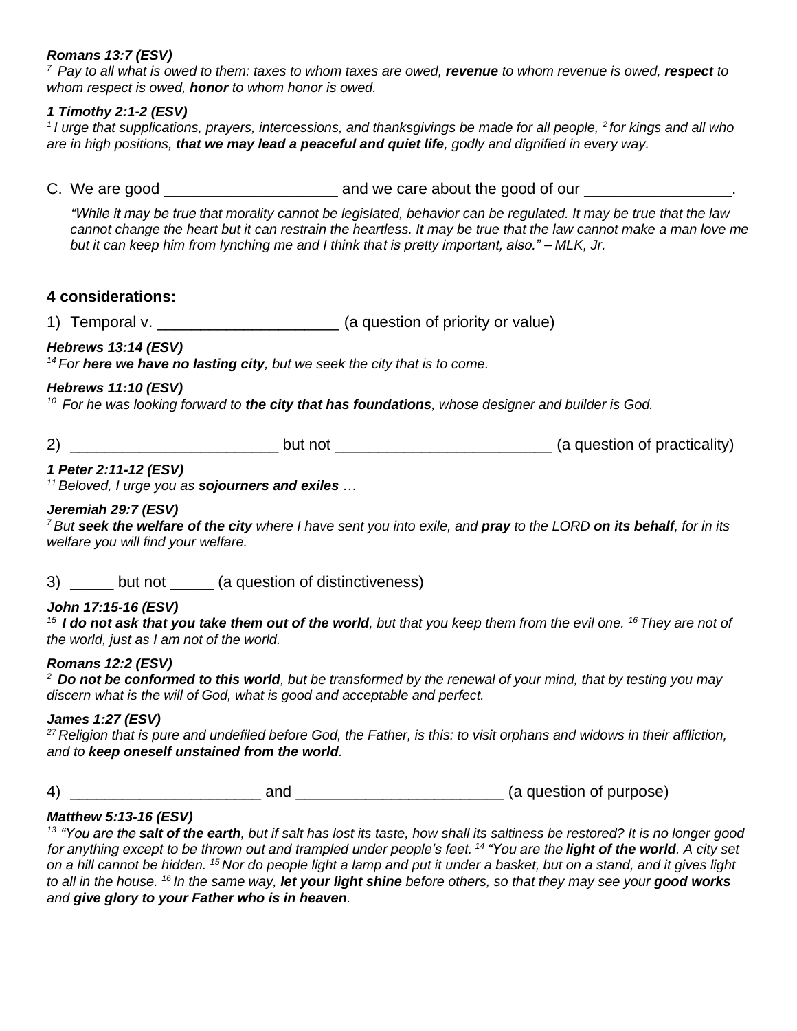***Romans 13:7 (ESV)***
*[7] Pay to all what is owed to them: taxes to whom taxes are owed, **revenue** to whom revenue is owed, **respect** to whom respect is owed, **honor** to whom honor is owed.*

***1 Timothy 2:1-2 (ESV)***
*[1] I urge that supplications, prayers, intercessions, and thanksgivings be made for all people, [2] for kings and all who are in high positions, **that we may lead a peaceful and quiet life**, godly and dignified in every way.*

C. We are good ____________________ and we care about the good of our _________________.

*"While it may be true that morality cannot be legislated, behavior can be regulated. It may be true that the law cannot change the heart but it can restrain the heartless. It may be true that the law cannot make a man love me but it can keep him from lynching me and I think that is pretty important, also." – MLK, Jr.*

### 4 considerations:

1) Temporal v. _____________________ (a question of priority or value)

***Hebrews 13:14 (ESV)***
*[14] For **here we have no lasting city**, but we seek the city that is to come.*

***Hebrews 11:10 (ESV)***
*[10] For he was looking forward to **the city that has foundations**, whose designer and builder is God.*

2) ________________________ but not _________________________ (a question of practicality)

***1 Peter 2:11-12 (ESV)***
*[11] Beloved, I urge you as **sojourners and exiles** …*

***Jeremiah 29:7 (ESV)***
*[7] But **seek the welfare of the city** where I have sent you into exile, and **pray** to the LORD **on its behalf**, for in its welfare you will find your welfare.*

3) _____ but not _____ (a question of distinctiveness)

***John 17:15-16 (ESV)***
*[15] **I do not ask that you take them out of the world**, but that you keep them from the evil one. [16] They are not of the world, just as I am not of the world.*

***Romans 12:2 (ESV)***
*[2] **Do not be conformed to this world**, but be transformed by the renewal of your mind, that by testing you may discern what is the will of God, what is good and acceptable and perfect.*

***James 1:27 (ESV)***
*[27] Religion that is pure and undefiled before God, the Father, is this: to visit orphans and widows in their affliction, and to **keep oneself unstained from the world**.*

4) ______________________ and ________________________ (a question of purpose)

***Matthew 5:13-16 (ESV)***
*[13] "You are the **salt of the earth**, but if salt has lost its taste, how shall its saltiness be restored? It is no longer good for anything except to be thrown out and trampled under people's feet. [14] "You are the **light of the world**. A city set on a hill cannot be hidden. [15] Nor do people light a lamp and put it under a basket, but on a stand, and it gives light to all in the house. [16] In the same way, **let your light shine** before others, so that they may see your **good works** and **give glory to your Father who is in heaven**.*